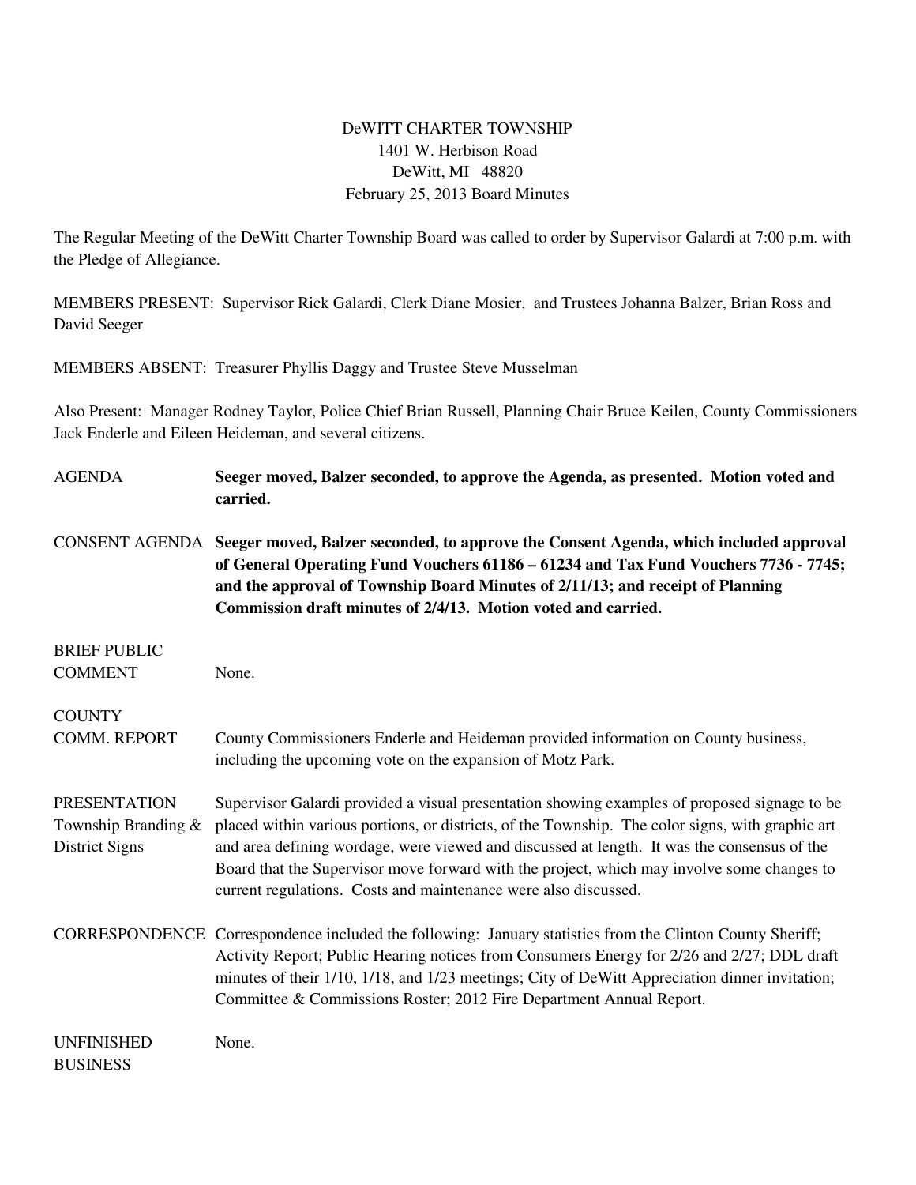DeWITT CHARTER TOWNSHIP
1401 W. Herbison Road
DeWitt, MI 48820
February 25, 2013 Board Minutes

The Regular Meeting of the DeWitt Charter Township Board was called to order by Supervisor Galardi at 7:00 p.m. with the Pledge of Allegiance.

MEMBERS PRESENT: Supervisor Rick Galardi, Clerk Diane Mosier, and Trustees Johanna Balzer, Brian Ross and David Seeger

MEMBERS ABSENT: Treasurer Phyllis Daggy and Trustee Steve Musselman

Also Present: Manager Rodney Taylor, Police Chief Brian Russell, Planning Chair Bruce Keilen, County Commissioners Jack Enderle and Eileen Heideman, and several citizens.

AGENDA — **Seeger moved, Balzer seconded, to approve the Agenda, as presented. Motion voted and carried.**

CONSENT AGENDA — **Seeger moved, Balzer seconded, to approve the Consent Agenda, which included approval of General Operating Fund Vouchers 61186 – 61234 and Tax Fund Vouchers 7736 - 7745; and the approval of Township Board Minutes of 2/11/13; and receipt of Planning Commission draft minutes of 2/4/13. Motion voted and carried.**

BRIEF PUBLIC COMMENT — None.

COUNTY COMM. REPORT — County Commissioners Enderle and Heideman provided information on County business, including the upcoming vote on the expansion of Motz Park.

PRESENTATION Township Branding & District Signs — Supervisor Galardi provided a visual presentation showing examples of proposed signage to be placed within various portions, or districts, of the Township. The color signs, with graphic art and area defining wordage, were viewed and discussed at length. It was the consensus of the Board that the Supervisor move forward with the project, which may involve some changes to current regulations. Costs and maintenance were also discussed.

CORRESPONDENCE — Correspondence included the following: January statistics from the Clinton County Sheriff; Activity Report; Public Hearing notices from Consumers Energy for 2/26 and 2/27; DDL draft minutes of their 1/10, 1/18, and 1/23 meetings; City of DeWitt Appreciation dinner invitation; Committee & Commissions Roster; 2012 Fire Department Annual Report.

UNFINISHED BUSINESS — None.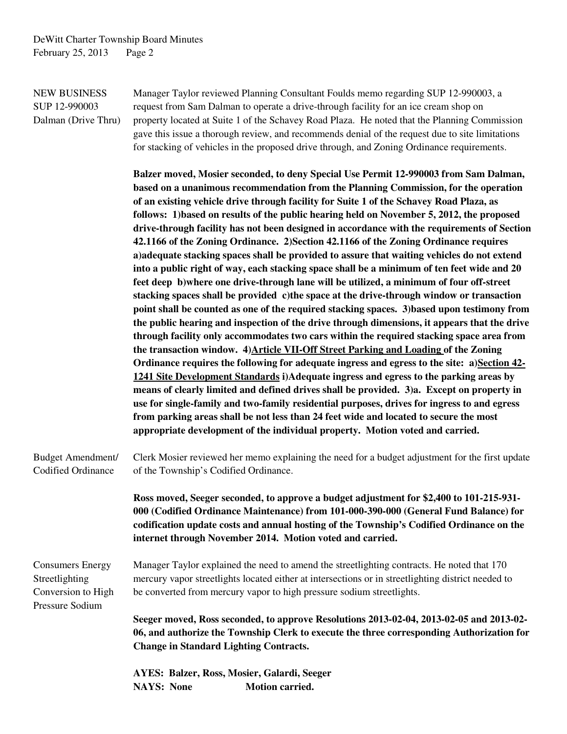NEW BUSINESS
SUP 12-990003
Dalman (Drive Thru)

Manager Taylor reviewed Planning Consultant Foulds memo regarding SUP 12-990003, a request from Sam Dalman to operate a drive-through facility for an ice cream shop on property located at Suite 1 of the Schavey Road Plaza. He noted that the Planning Commission gave this issue a thorough review, and recommends denial of the request due to site limitations for stacking of vehicles in the proposed drive through, and Zoning Ordinance requirements.

**Balzer moved, Mosier seconded, to deny Special Use Permit 12-990003 from Sam Dalman, based on a unanimous recommendation from the Planning Commission, for the operation of an existing vehicle drive through facility for Suite 1 of the Schavey Road Plaza, as follows: 1)based on results of the public hearing held on November 5, 2012, the proposed drive-through facility has not been designed in accordance with the requirements of Section 42.1166 of the Zoning Ordinance. 2)Section 42.1166 of the Zoning Ordinance requires a)adequate stacking spaces shall be provided to assure that waiting vehicles do not extend into a public right of way, each stacking space shall be a minimum of ten feet wide and 20 feet deep b)where one drive-through lane will be utilized, a minimum of four off-street stacking spaces shall be provided c)the space at the drive-through window or transaction point shall be counted as one of the required stacking spaces. 3)based upon testimony from the public hearing and inspection of the drive through dimensions, it appears that the drive through facility only accommodates two cars within the required stacking space area from the transaction window. 4)<u>Article VII-Off Street Parking and Loading</u> of the Zoning Ordinance requires the following for adequate ingress and egress to the site: a)<u>Section 42-1241 Site Development Standards</u> i)Adequate ingress and egress to the parking areas by means of clearly limited and defined drives shall be provided. 3)a. Except on property in use for single-family and two-family residential purposes, drives for ingress to and egress from parking areas shall be not less than 24 feet wide and located to secure the most appropriate development of the individual property. Motion voted and carried.**

Budget Amendment/
Codified Ordinance

Clerk Mosier reviewed her memo explaining the need for a budget adjustment for the first update of the Township's Codified Ordinance.

**Ross moved, Seeger seconded, to approve a budget adjustment for $2,400 to 101-215-931-000 (Codified Ordinance Maintenance) from 101-000-390-000 (General Fund Balance) for codification update costs and annual hosting of the Township's Codified Ordinance on the internet through November 2014. Motion voted and carried.**

Consumers Energy
Streetlighting
Conversion to High
Pressure Sodium

Manager Taylor explained the need to amend the streetlighting contracts. He noted that 170 mercury vapor streetlights located either at intersections or in streetlighting district needed to be converted from mercury vapor to high pressure sodium streetlights.

**Seeger moved, Ross seconded, to approve Resolutions 2013-02-04, 2013-02-05 and 2013-02-06, and authorize the Township Clerk to execute the three corresponding Authorization for Change in Standard Lighting Contracts.**

**AYES: Balzer, Ross, Mosier, Galardi, Seeger**
**NAYS: None Motion carried.**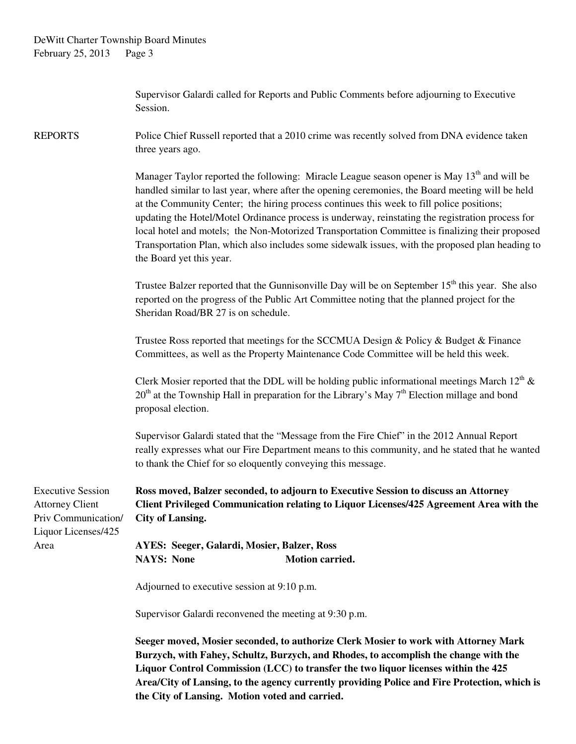Supervisor Galardi called for Reports and Public Comments before adjourning to Executive Session.

REPORTS

Police Chief Russell reported that a 2010 crime was recently solved from DNA evidence taken three years ago.

Manager Taylor reported the following: Miracle League season opener is May 13th and will be handled similar to last year, where after the opening ceremonies, the Board meeting will be held at the Community Center; the hiring process continues this week to fill police positions; updating the Hotel/Motel Ordinance process is underway, reinstating the registration process for local hotel and motels; the Non-Motorized Transportation Committee is finalizing their proposed Transportation Plan, which also includes some sidewalk issues, with the proposed plan heading to the Board yet this year.

Trustee Balzer reported that the Gunnisonville Day will be on September 15th this year. She also reported on the progress of the Public Art Committee noting that the planned project for the Sheridan Road/BR 27 is on schedule.

Trustee Ross reported that meetings for the SCCMUA Design & Policy & Budget & Finance Committees, as well as the Property Maintenance Code Committee will be held this week.

Clerk Mosier reported that the DDL will be holding public informational meetings March 12th & 20th at the Township Hall in preparation for the Library's May 7th Election millage and bond proposal election.

Supervisor Galardi stated that the "Message from the Fire Chief" in the 2012 Annual Report really expresses what our Fire Department means to this community, and he stated that he wanted to thank the Chief for so eloquently conveying this message.

Executive Session Attorney Client Priv Communication/ Liquor Licenses/425 Area

**Ross moved, Balzer seconded, to adjourn to Executive Session to discuss an Attorney Client Privileged Communication relating to Liquor Licenses/425 Agreement Area with the City of Lansing.**

**AYES: Seeger, Galardi, Mosier, Balzer, Ross**
**NAYS: None Motion carried.**

Adjourned to executive session at 9:10 p.m.

Supervisor Galardi reconvened the meeting at 9:30 p.m.

**Seeger moved, Mosier seconded, to authorize Clerk Mosier to work with Attorney Mark Burzych, with Fahey, Schultz, Burzych, and Rhodes, to accomplish the change with the Liquor Control Commission (LCC) to transfer the two liquor licenses within the 425 Area/City of Lansing, to the agency currently providing Police and Fire Protection, which is the City of Lansing. Motion voted and carried.**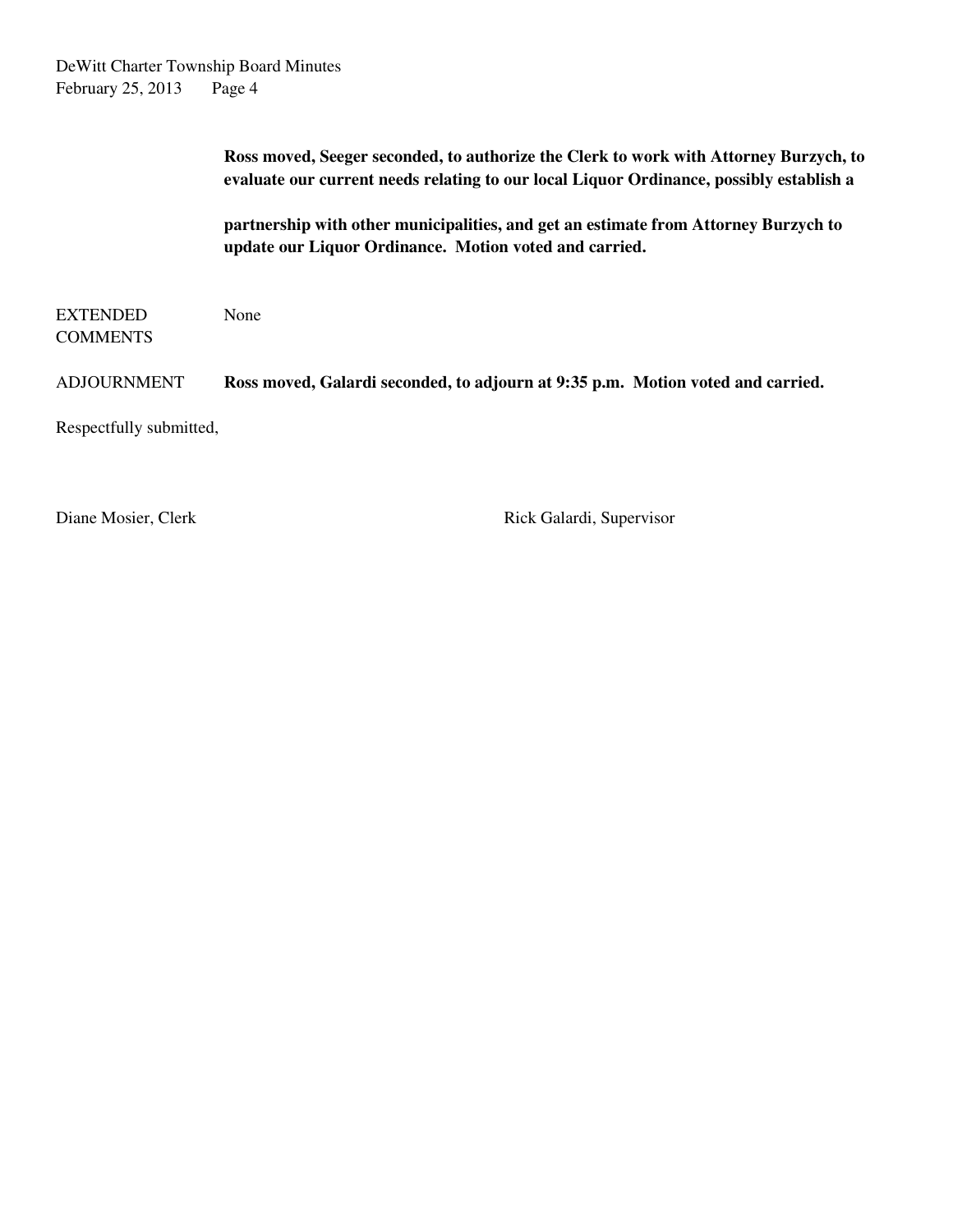**Ross moved, Seeger seconded, to authorize the Clerk to work with Attorney Burzych, to evaluate our current needs relating to our local Liquor Ordinance, possibly establish a**

**partnership with other municipalities, and get an estimate from Attorney Burzych to update our Liquor Ordinance. Motion voted and carried.**

EXTENDED COMMENTS None

ADJOURNMENT **Ross moved, Galardi seconded, to adjourn at 9:35 p.m. Motion voted and carried.**

Respectfully submitted,

Diane Mosier, Clerk

Rick Galardi, Supervisor